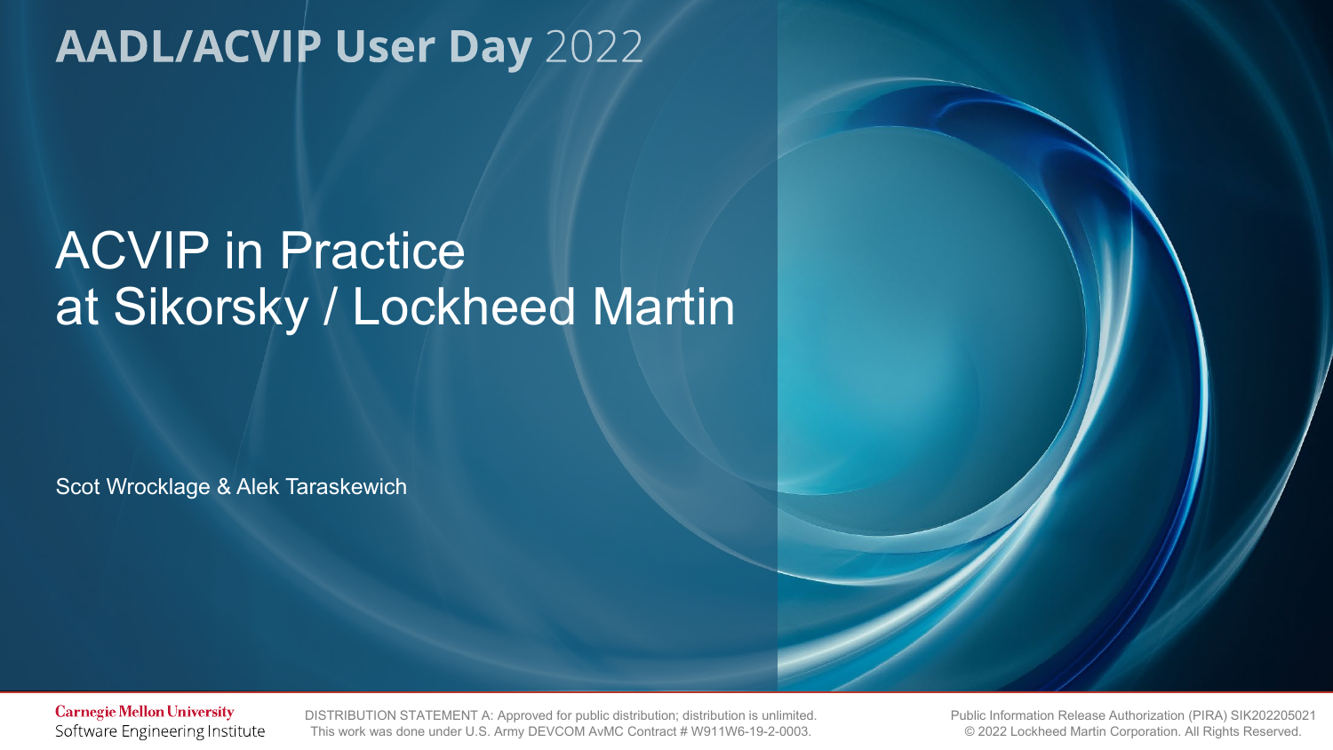**AADL/ACVIP User Day** 2022

# ACVIP in Practice at Sikorsky / Lockheed Martin

Scot Wrocklage & Alek Taraskewich

Carnegie Mellon University
Software Engineering Institute

DISTRIBUTION STATEMENT A: Approved for public distribution; distribution is unlimited.
This work was done under U.S. Army DEVCOM AvMC Contract # W911W6-19-2-0003.

Public Information Release Authorization (PIRA) SIK202205021
© 2022 Lockheed Martin Corporation. All Rights Reserved.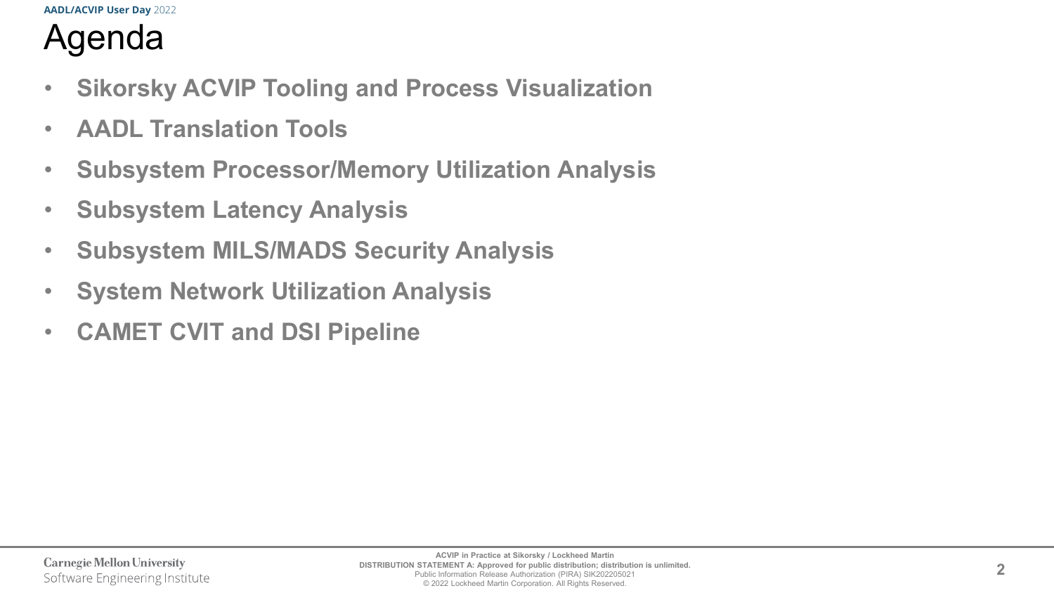# Agenda

- **Sikorsky ACVIP Tooling and Process Visualization**
- **AADL Translation Tools**
- **Subsystem Processor/Memory Utilization Analysis**
- **Subsystem Latency Analysis**
- **Subsystem MILS/MADS Security Analysis**
- **System Network Utilization Analysis**
- **CAMET CVIT and DSI Pipeline**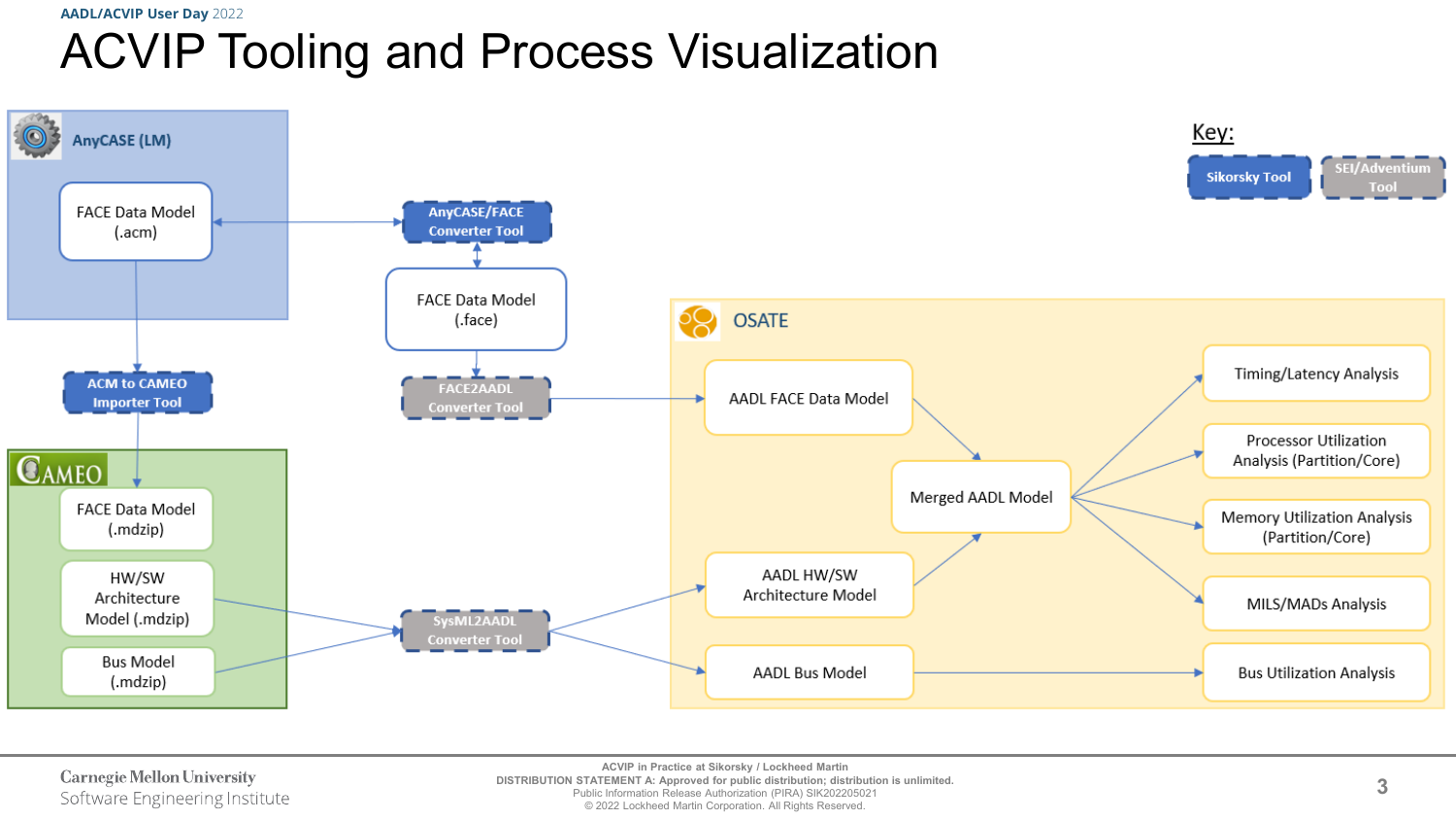# ACVIP Tooling and Process Visualization

**Key:**
- Sikorsky Tool
- SEI/Adventium Tool

**AnyCASE (LM)**
- FACE Data Model (.acm)

AnyCASE/FACE Converter Tool

FACE Data Model (.face)

FACE2AADL Converter Tool

ACM to CAMEO Importer Tool

**CAMEO**
- FACE Data Model (.mdzip)
- HW/SW Architecture Model (.mdzip)
- Bus Model (.mdzip)

SysML2AADL Converter Tool

**OSATE**
- AADL FACE Data Model
- AADL HW/SW Architecture Model
- AADL Bus Model
- Merged AADL Model
- Timing/Latency Analysis
- Processor Utilization Analysis (Partition/Core)
- Memory Utilization Analysis (Partition/Core)
- MILS/MADs Analysis
- Bus Utilization Analysis

ACVIP in Practice at Sikorsky / Lockheed Martin
DISTRIBUTION STATEMENT A: Approved for public distribution; distribution is unlimited.
Public Information Release Authorization (PIRA) SIK202205021
© 2022 Lockheed Martin Corporation. All Rights Reserved.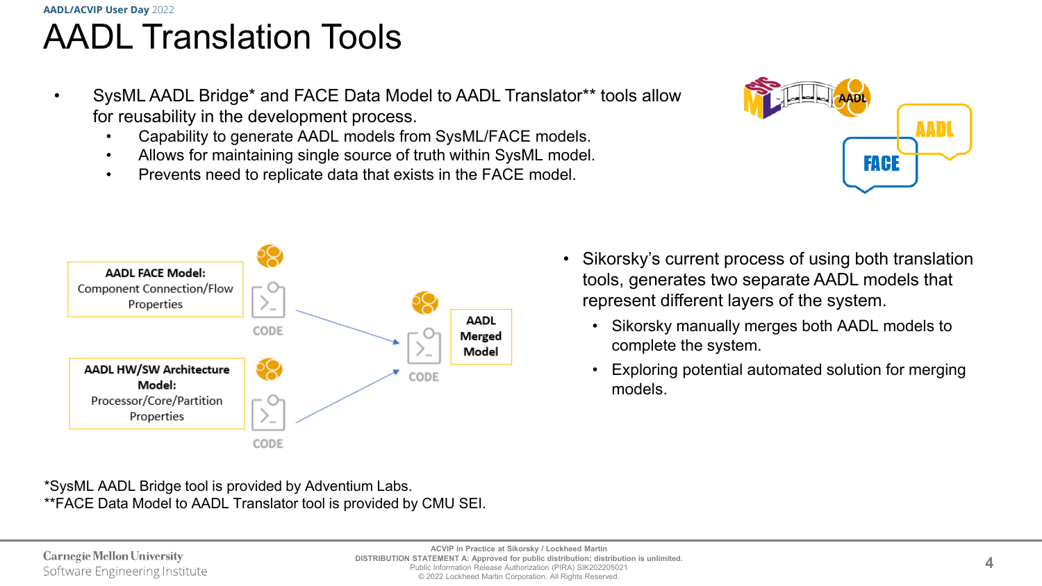# AADL Translation Tools

- SysML AADL Bridge* and FACE Data Model to AADL Translator** tools allow for reusability in the development process.
  - Capability to generate AADL models from SysML/FACE models.
  - Allows for maintaining single source of truth within SysML model.
  - Prevents need to replicate data that exists in the FACE model.

**AADL FACE Model:** Component Connection/Flow Properties

**AADL HW/SW Architecture Model:** Processor/Core/Partition Properties

**AADL Merged Model**

- Sikorsky's current process of using both translation tools, generates two separate AADL models that represent different layers of the system.
  - Sikorsky manually merges both AADL models to complete the system.
  - Exploring potential automated solution for merging models.

*SysML AADL Bridge tool is provided by Adventium Labs.
**FACE Data Model to AADL Translator tool is provided by CMU SEI.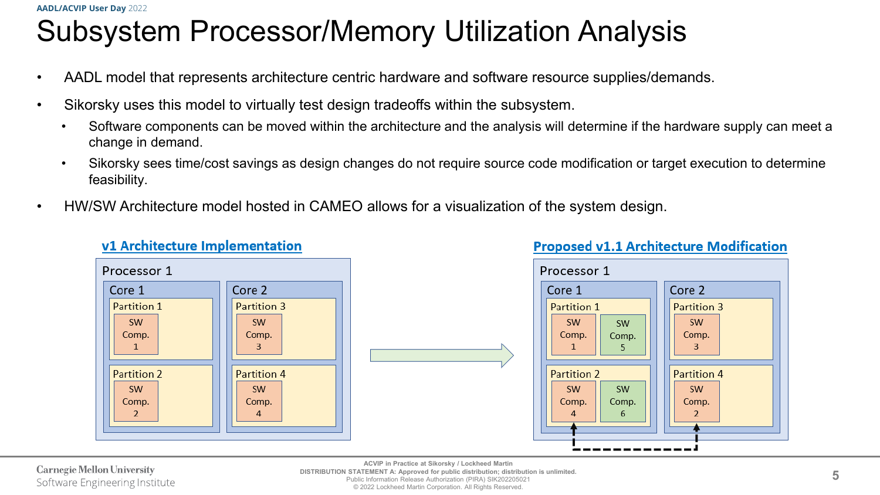# Subsystem Processor/Memory Utilization Analysis

- AADL model that represents architecture centric hardware and software resource supplies/demands.
- Sikorsky uses this model to virtually test design tradeoffs within the subsystem.
  - Software components can be moved within the architecture and the analysis will determine if the hardware supply can meet a change in demand.
  - Sikorsky sees time/cost savings as design changes do not require source code modification or target execution to determine feasibility.
- HW/SW Architecture model hosted in CAMEO allows for a visualization of the system design.

**v1 Architecture Implementation**

Processor 1

- Core 1
  - Partition 1: SW Comp. 1
  - Partition 2: SW Comp. 2
- Core 2
  - Partition 3: SW Comp. 3
  - Partition 4: SW Comp. 4

**Proposed v1.1 Architecture Modification**

Processor 1

- Core 1
  - Partition 1: SW Comp. 1, SW Comp. 5
  - Partition 2: SW Comp. 4, SW Comp. 6
- Core 2
  - Partition 3: SW Comp. 3
  - Partition 4: SW Comp. 2

ACVIP in Practice at Sikorsky / Lockheed Martin
DISTRIBUTION STATEMENT A: Approved for public distribution; distribution is unlimited.
Public Information Release Authorization (PIRA) SIK202205021
© 2022 Lockheed Martin Corporation. All Rights Reserved.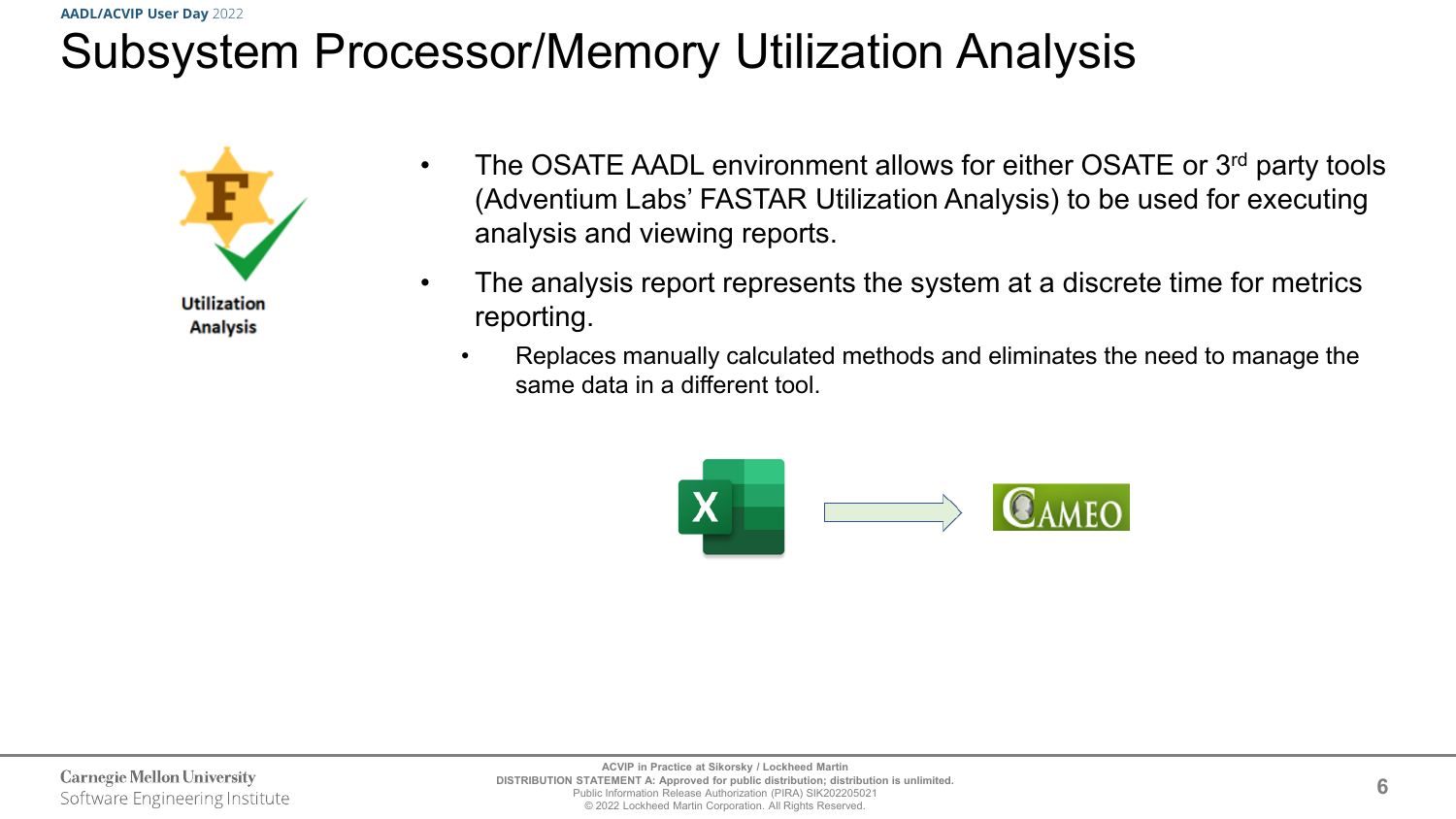# Subsystem Processor/Memory Utilization Analysis

Utilization Analysis

- The OSATE AADL environment allows for either OSATE or 3rd party tools (Adventium Labs' FASTAR Utilization Analysis) to be used for executing analysis and viewing reports.
- The analysis report represents the system at a discrete time for metrics reporting.
  - Replaces manually calculated methods and eliminates the need to manage the same data in a different tool.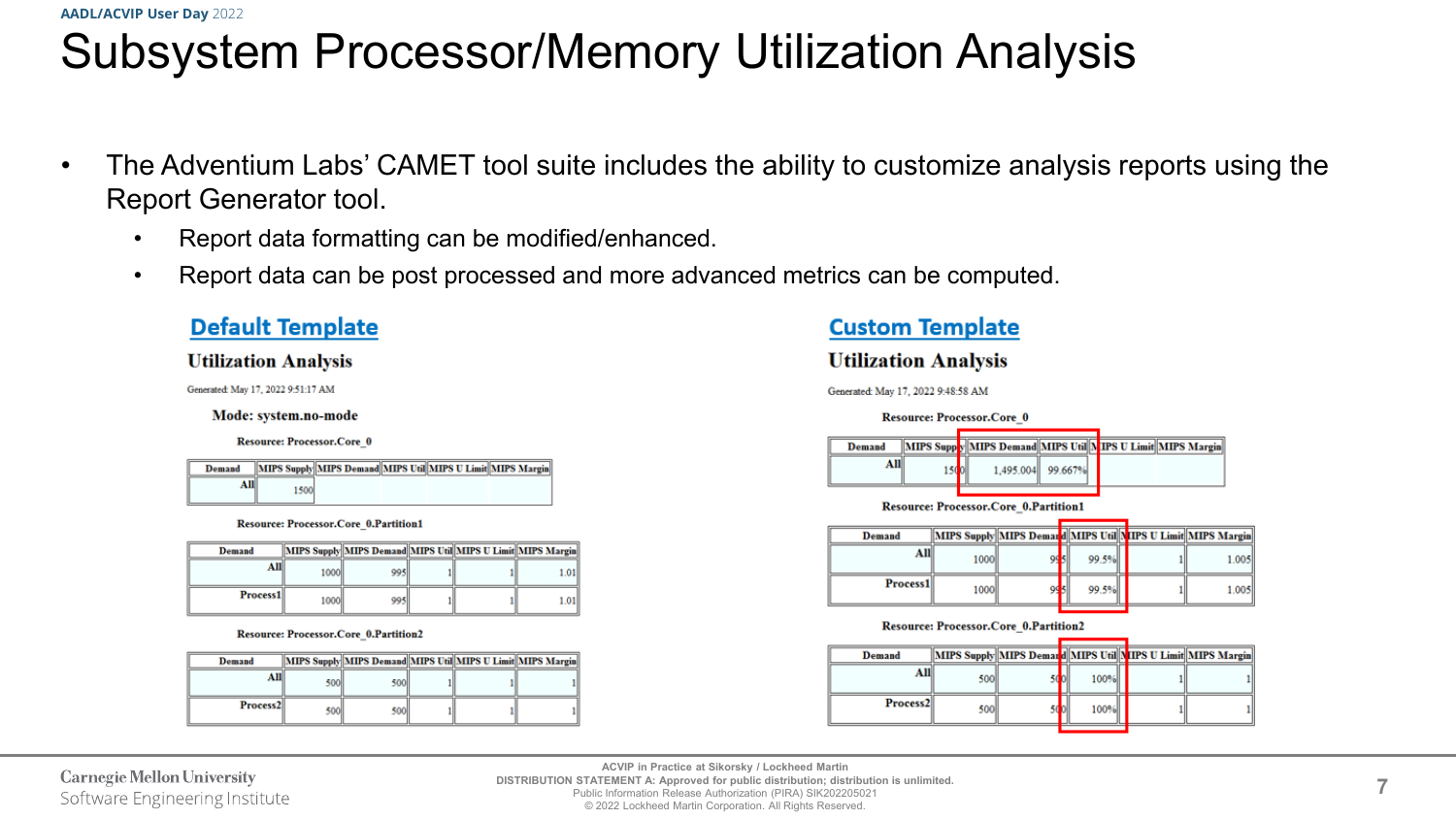# Subsystem Processor/Memory Utilization Analysis

- The Adventium Labs' CAMET tool suite includes the ability to customize analysis reports using the Report Generator tool.
  - Report data formatting can be modified/enhanced.
  - Report data can be post processed and more advanced metrics can be computed.

## Default Template

### Utilization Analysis

Generated: May 17, 2022 9:51:17 AM

**Mode: system.no-mode**

**Resource: Processor.Core_0**

| Demand | MIPS Supply | MIPS Demand | MIPS Util | MIPS U Limit | MIPS Margin |
|---|---|---|---|---|---|
| All | 1500 | | | | |

**Resource: Processor.Core_0.Partition1**

| Demand | MIPS Supply | MIPS Demand | MIPS Util | MIPS U Limit | MIPS Margin |
|---|---|---|---|---|---|
| All | 1000 | 995 | 1 | 1 | 1.01 |
| Process1 | 1000 | 995 | 1 | 1 | 1.01 |

**Resource: Processor.Core_0.Partition2**

| Demand | MIPS Supply | MIPS Demand | MIPS Util | MIPS U Limit | MIPS Margin |
|---|---|---|---|---|---|
| All | 500 | 500 | 1 | 1 | 1 |
| Process2 | 500 | 500 | 1 | 1 | 1 |

## Custom Template

### Utilization Analysis

Generated: May 17, 2022 9:48:58 AM

**Resource: Processor.Core_0**

| Demand | MIPS Supply | MIPS Demand | MIPS Util | MIPS U Limit | MIPS Margin |
|---|---|---|---|---|---|
| All | 1500 | 1,495.004 | 99.667% | | |

**Resource: Processor.Core_0.Partition1**

| Demand | MIPS Supply | MIPS Demand | MIPS Util | MIPS U Limit | MIPS Margin |
|---|---|---|---|---|---|
| All | 1000 | 995 | 99.5% | 1 | 1.005 |
| Process1 | 1000 | 995 | 99.5% | 1 | 1.005 |

**Resource: Processor.Core_0.Partition2**

| Demand | MIPS Supply | MIPS Demand | MIPS Util | MIPS U Limit | MIPS Margin |
|---|---|---|---|---|---|
| All | 500 | 500 | 100% | 1 | 1 |
| Process2 | 500 | 500 | 100% | 1 | 1 |

ACVIP in Practice at Sikorsky / Lockheed Martin
DISTRIBUTION STATEMENT A: Approved for public distribution; distribution is unlimited.
Public Information Release Authorization (PIRA) SIK202205021
© 2022 Lockheed Martin Corporation. All Rights Reserved.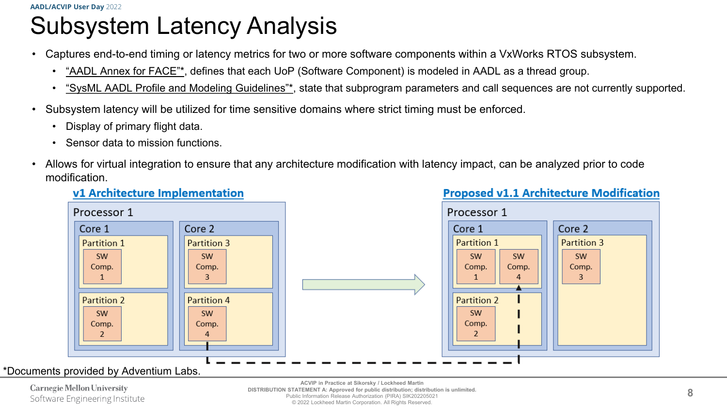# Subsystem Latency Analysis

- Captures end-to-end timing or latency metrics for two or more software components within a VxWorks RTOS subsystem.
  - "AADL Annex for FACE"*, defines that each UoP (Software Component) is modeled in AADL as a thread group.
  - "SysML AADL Profile and Modeling Guidelines"*, state that subprogram parameters and call sequences are not currently supported.
- Subsystem latency will be utilized for time sensitive domains where strict timing must be enforced.
  - Display of primary flight data.
  - Sensor data to mission functions.
- Allows for virtual integration to ensure that any architecture modification with latency impact, can be analyzed prior to code modification.

**v1 Architecture Implementation**

Processor 1
- Core 1
  - Partition 1: SW Comp. 1
  - Partition 2: SW Comp. 2
- Core 2
  - Partition 3: SW Comp. 3
  - Partition 4: SW Comp. 4

**Proposed v1.1 Architecture Modification**

Processor 1
- Core 1
  - Partition 1: SW Comp. 1, SW Comp. 4
  - Partition 2: SW Comp. 2
- Core 2
  - Partition 3: SW Comp. 3

*Documents provided by Adventium Labs.

ACVIP in Practice at Sikorsky / Lockheed Martin
DISTRIBUTION STATEMENT A: Approved for public distribution; distribution is unlimited.
Public Information Release Authorization (PIRA) SIK202205021
© 2022 Lockheed Martin Corporation. All Rights Reserved.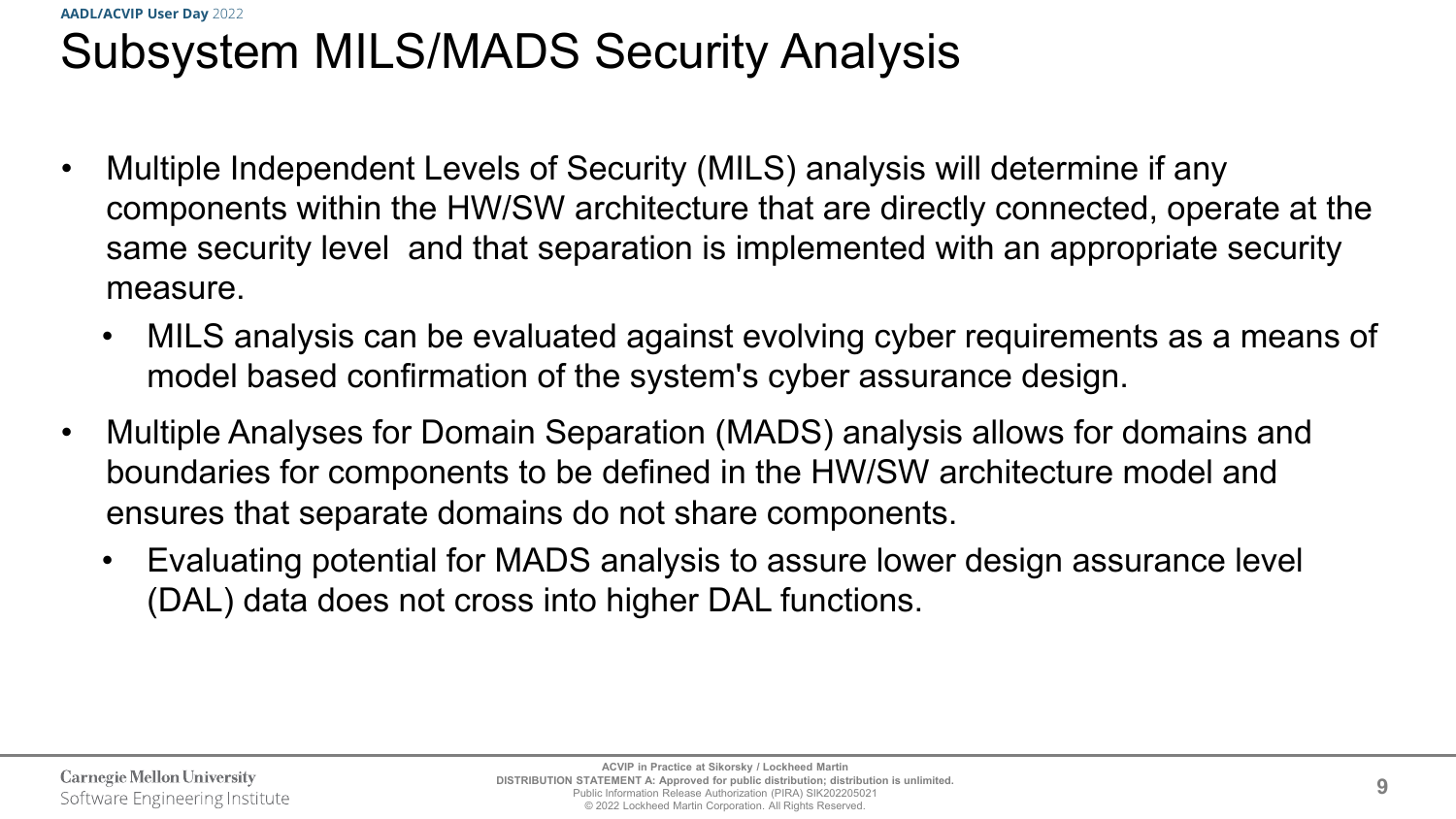# Subsystem MILS/MADS Security Analysis

- Multiple Independent Levels of Security (MILS) analysis will determine if any components within the HW/SW architecture that are directly connected, operate at the same security level and that separation is implemented with an appropriate security measure.
  - MILS analysis can be evaluated against evolving cyber requirements as a means of model based confirmation of the system's cyber assurance design.
- Multiple Analyses for Domain Separation (MADS) analysis allows for domains and boundaries for components to be defined in the HW/SW architecture model and ensures that separate domains do not share components.
  - Evaluating potential for MADS analysis to assure lower design assurance level (DAL) data does not cross into higher DAL functions.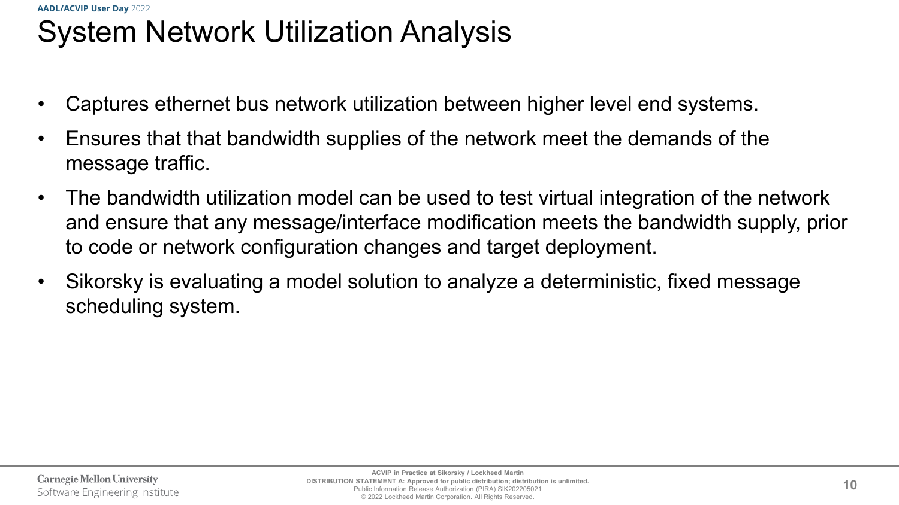# System Network Utilization Analysis

- Captures ethernet bus network utilization between higher level end systems.
- Ensures that that bandwidth supplies of the network meet the demands of the message traffic.
- The bandwidth utilization model can be used to test virtual integration of the network and ensure that any message/interface modification meets the bandwidth supply, prior to code or network configuration changes and target deployment.
- Sikorsky is evaluating a model solution to analyze a deterministic, fixed message scheduling system.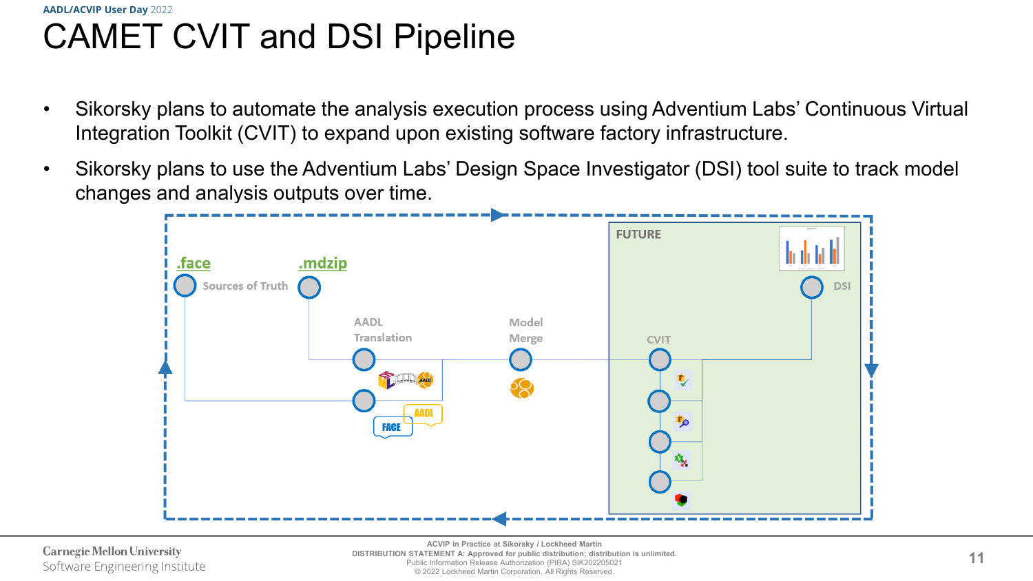# CAMET CVIT and DSI Pipeline

- Sikorsky plans to automate the analysis execution process using Adventium Labs' Continuous Virtual Integration Toolkit (CVIT) to expand upon existing software factory infrastructure.
- Sikorsky plans to use the Adventium Labs' Design Space Investigator (DSI) tool suite to track model changes and analysis outputs over time.

.face

.mdzip

Sources of Truth

AADL Translation

Model Merge

FUTURE

CVIT

DSI

ACVIP in Practice at Sikorsky / Lockheed Martin
DISTRIBUTION STATEMENT A: Approved for public distribution; distribution is unlimited.
Public Information Release Authorization (PIRA) SIK202205021
© 2022 Lockheed Martin Corporation. All Rights Reserved.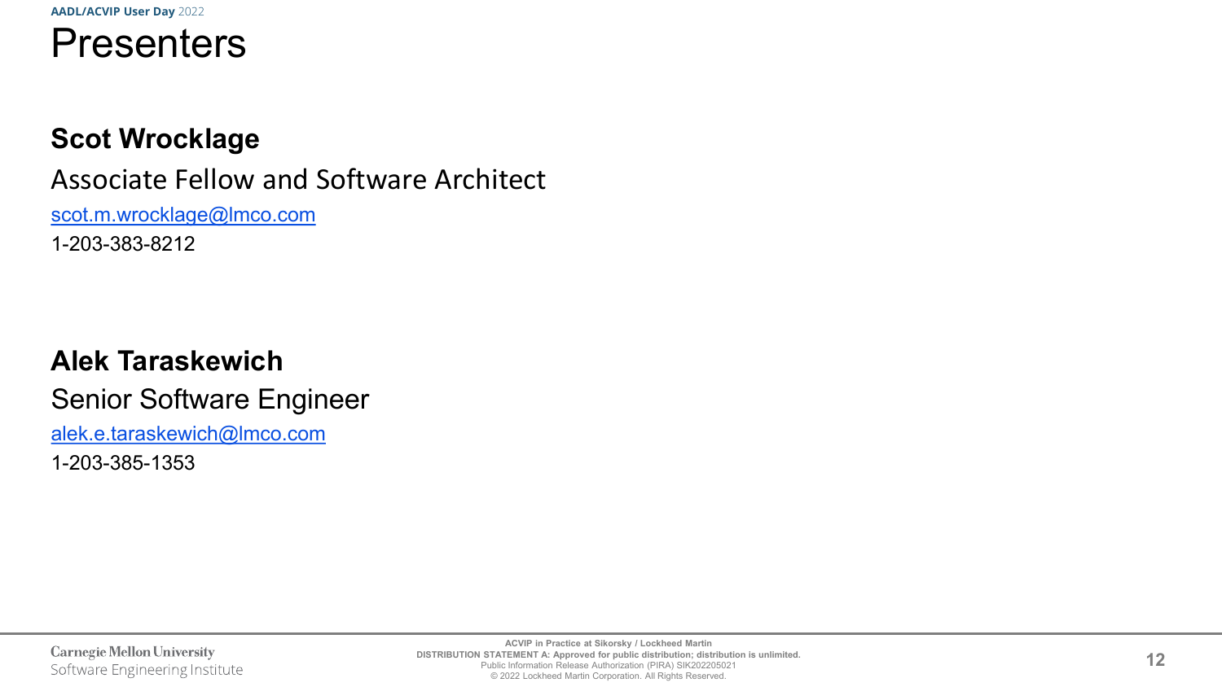# Presenters

**Scot Wrocklage**

Associate Fellow and Software Architect

scot.m.wrocklage@lmco.com

1-203-383-8212

**Alek Taraskewich**

Senior Software Engineer

alek.e.taraskewich@lmco.com

1-203-385-1353